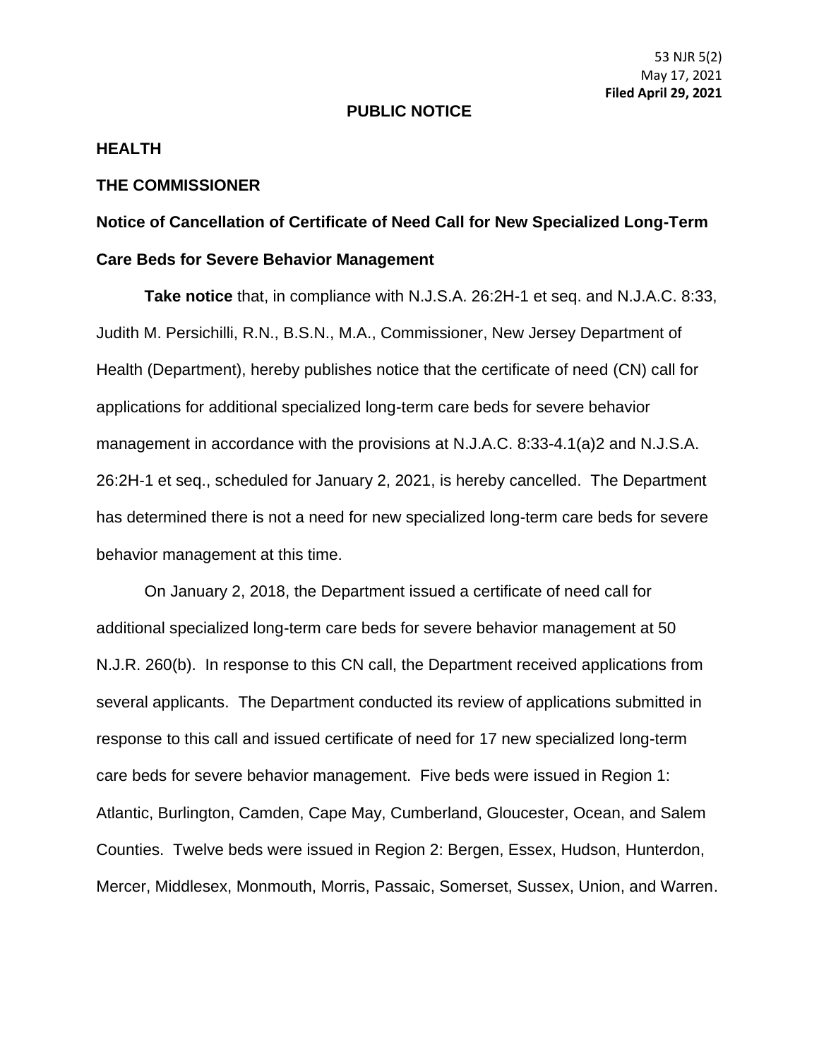53 NJR 5(2)
May 17, 2021
**Filed April 29, 2021**

# PUBLIC NOTICE

## HEALTH

## THE COMMISSIONER

### Notice of Cancellation of Certificate of Need Call for New Specialized Long-Term Care Beds for Severe Behavior Management

**Take notice** that, in compliance with N.J.S.A. 26:2H-1 et seq. and N.J.A.C. 8:33, Judith M. Persichilli, R.N., B.S.N., M.A., Commissioner, New Jersey Department of Health (Department), hereby publishes notice that the certificate of need (CN) call for applications for additional specialized long-term care beds for severe behavior management in accordance with the provisions at N.J.A.C. 8:33-4.1(a)2 and N.J.S.A. 26:2H-1 et seq., scheduled for January 2, 2021, is hereby cancelled. The Department has determined there is not a need for new specialized long-term care beds for severe behavior management at this time.

On January 2, 2018, the Department issued a certificate of need call for additional specialized long-term care beds for severe behavior management at 50 N.J.R. 260(b). In response to this CN call, the Department received applications from several applicants. The Department conducted its review of applications submitted in response to this call and issued certificate of need for 17 new specialized long-term care beds for severe behavior management. Five beds were issued in Region 1: Atlantic, Burlington, Camden, Cape May, Cumberland, Gloucester, Ocean, and Salem Counties. Twelve beds were issued in Region 2: Bergen, Essex, Hudson, Hunterdon, Mercer, Middlesex, Monmouth, Morris, Passaic, Somerset, Sussex, Union, and Warren.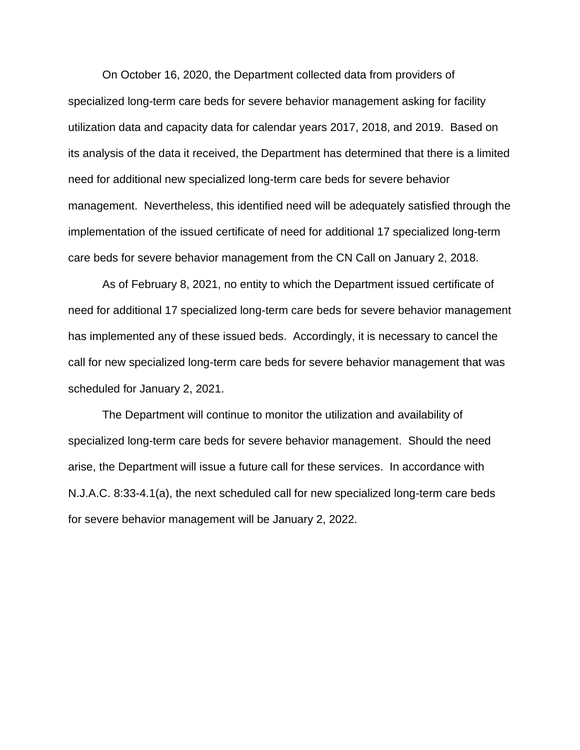On October 16, 2020, the Department collected data from providers of specialized long-term care beds for severe behavior management asking for facility utilization data and capacity data for calendar years 2017, 2018, and 2019. Based on its analysis of the data it received, the Department has determined that there is a limited need for additional new specialized long-term care beds for severe behavior management. Nevertheless, this identified need will be adequately satisfied through the implementation of the issued certificate of need for additional 17 specialized long-term care beds for severe behavior management from the CN Call on January 2, 2018.

As of February 8, 2021, no entity to which the Department issued certificate of need for additional 17 specialized long-term care beds for severe behavior management has implemented any of these issued beds. Accordingly, it is necessary to cancel the call for new specialized long-term care beds for severe behavior management that was scheduled for January 2, 2021.

The Department will continue to monitor the utilization and availability of specialized long-term care beds for severe behavior management. Should the need arise, the Department will issue a future call for these services. In accordance with N.J.A.C. 8:33-4.1(a), the next scheduled call for new specialized long-term care beds for severe behavior management will be January 2, 2022.